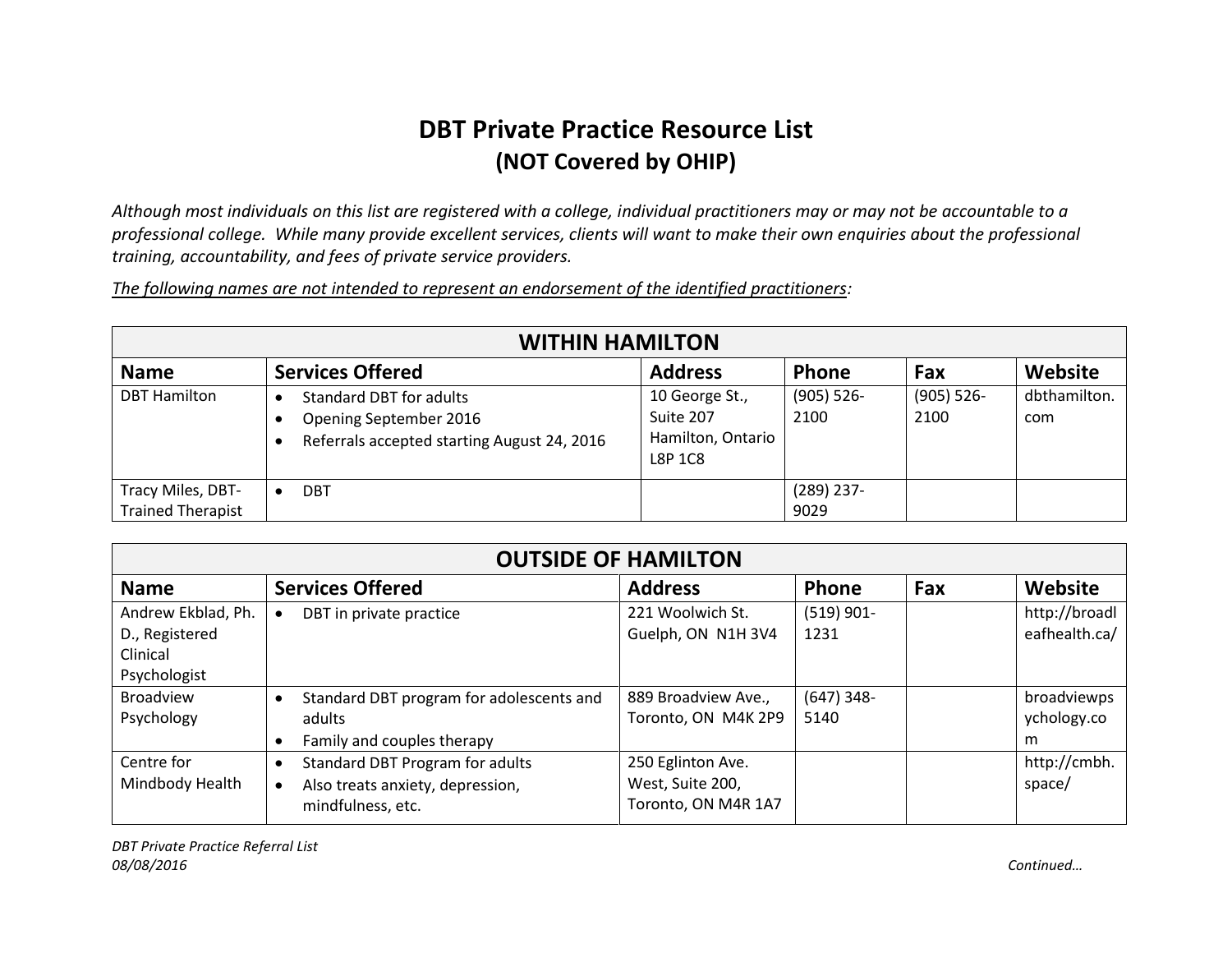# DBT Private Practice Resource List
## (NOT Covered by OHIP)

*Although most individuals on this list are registered with a college, individual practitioners may or may not be accountable to a professional college. While many provide excellent services, clients will want to make their own enquiries about the professional training, accountability, and fees of private service providers.*

*The following names are not intended to represent an endorsement of the identified practitioners:*

| WITHIN HAMILTON | | | | | |
|---|---|---|---|---|---|
| **Name** | **Services Offered** | **Address** | **Phone** | **Fax** | **Website** |
| DBT Hamilton | • Standard DBT for adults<br>• Opening September 2016<br>• Referrals accepted starting August 24, 2016 | 10 George St., Suite 207 Hamilton, Ontario L8P 1C8 | (905) 526-2100 | (905) 526-2100 | dbthamilton.com |
| Tracy Miles, DBT-Trained Therapist | • DBT | | (289) 237-9029 | | |

| OUTSIDE OF HAMILTON | | | | | |
|---|---|---|---|---|---|
| **Name** | **Services Offered** | **Address** | **Phone** | **Fax** | **Website** |
| Andrew Ekblad, Ph. D., Registered Clinical Psychologist | • DBT in private practice | 221 Woolwich St. Guelph, ON N1H 3V4 | (519) 901-1231 | | http://broadleafhealth.ca/ |
| Broadview Psychology | • Standard DBT program for adolescents and adults<br>• Family and couples therapy | 889 Broadview Ave., Toronto, ON M4K 2P9 | (647) 348-5140 | | broadviewpsychology.com |
| Centre for Mindbody Health | • Standard DBT Program for adults<br>• Also treats anxiety, depression, mindfulness, etc. | 250 Eglinton Ave. West, Suite 200, Toronto, ON M4R 1A7 | | | http://cmbh.space/ |

*DBT Private Practice Referral List*
*08/08/2016*

*Continued…*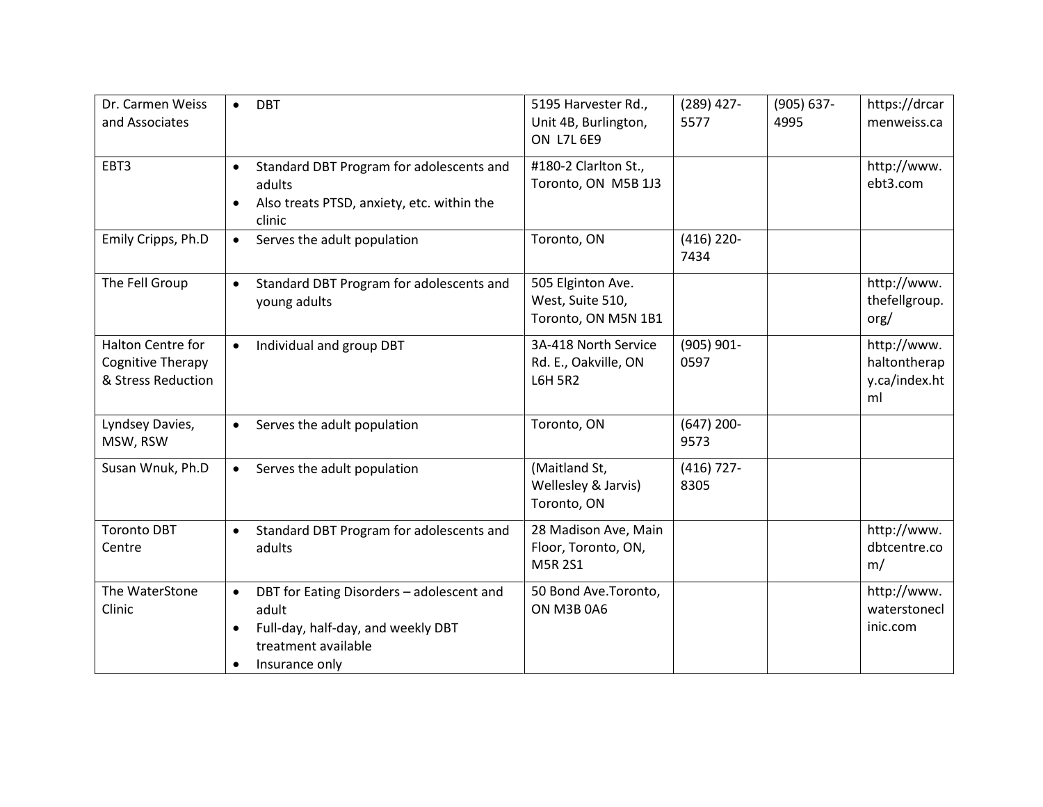| | | | | | |
|---|---|---|---|---|---|
| Dr. Carmen Weiss and Associates | • DBT | 5195 Harvester Rd., Unit 4B, Burlington, ON L7L 6E9 | (289) 427-5577 | (905) 637-4995 | https://drcarmenweiss.ca |
| EBT3 | • Standard DBT Program for adolescents and adults<br>• Also treats PTSD, anxiety, etc. within the clinic | #180-2 Clarlton St., Toronto, ON M5B 1J3 | | | http://www.ebt3.com |
| Emily Cripps, Ph.D | • Serves the adult population | Toronto, ON | (416) 220-7434 | | |
| The Fell Group | • Standard DBT Program for adolescents and young adults | 505 Elginton Ave. West, Suite 510, Toronto, ON M5N 1B1 | | | http://www.thefellgroup.org/ |
| Halton Centre for Cognitive Therapy & Stress Reduction | • Individual and group DBT | 3A-418 North Service Rd. E., Oakville, ON L6H 5R2 | (905) 901-0597 | | http://www.haltontherapy.ca/index.html |
| Lyndsey Davies, MSW, RSW | • Serves the adult population | Toronto, ON | (647) 200-9573 | | |
| Susan Wnuk, Ph.D | • Serves the adult population | (Maitland St, Wellesley & Jarvis) Toronto, ON | (416) 727-8305 | | |
| Toronto DBT Centre | • Standard DBT Program for adolescents and adults | 28 Madison Ave, Main Floor, Toronto, ON, M5R 2S1 | | | http://www.dbtcentre.com/ |
| The WaterStone Clinic | • DBT for Eating Disorders – adolescent and adult<br>• Full-day, half-day, and weekly DBT treatment available<br>• Insurance only | 50 Bond Ave.Toronto, ON M3B 0A6 | | | http://www.waterstoneclinic.com |